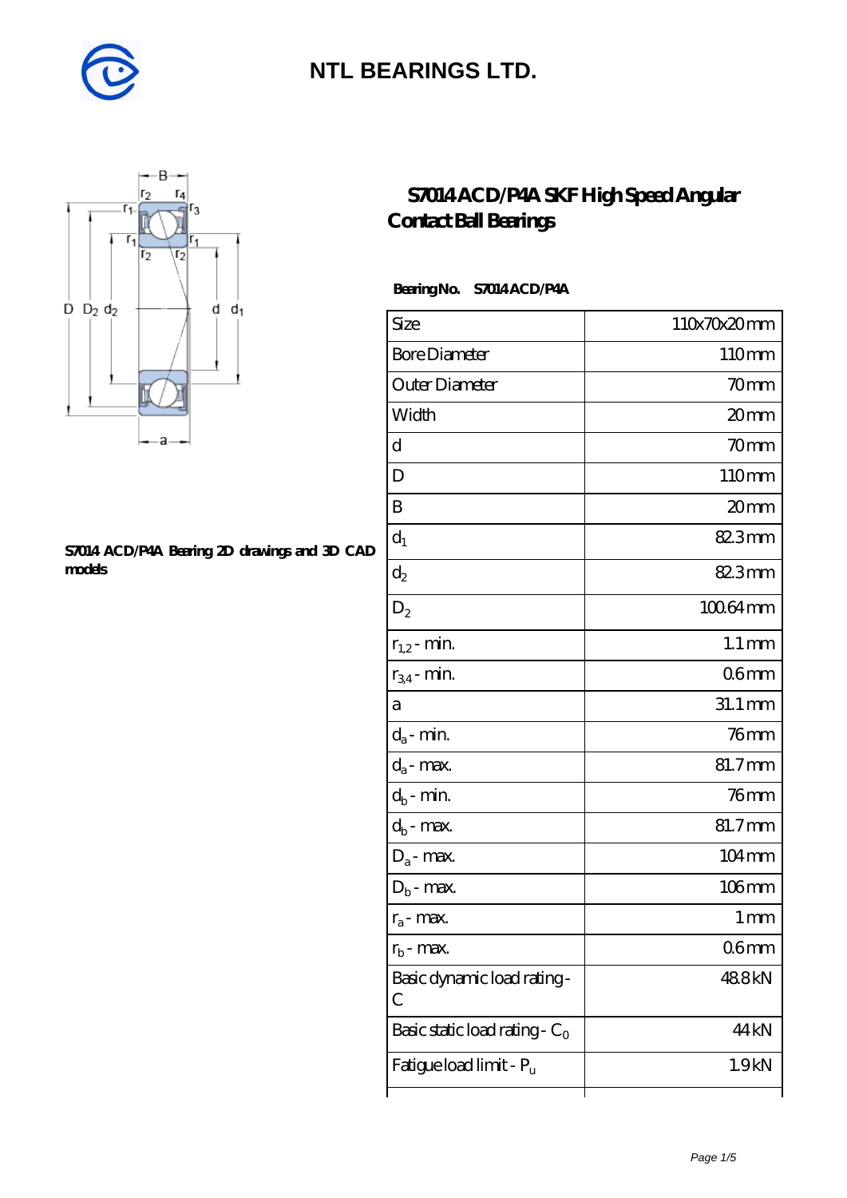# NTL BEARINGS LTD.

## S7014 ACD/P4A SKF High Speed Angular Contact Ball Bearings

S7014 ACD/P4A Bearing 2D drawings and 3D CAD models

**Bearing No.** S7014 ACD/P4A

| Size | 110x70x20 mm |
|---|---|
| Bore Diameter | 110 mm |
| Outer Diameter | 70 mm |
| Width | 20 mm |
| d | 70 mm |
| D | 110 mm |
| B | 20 mm |
| $d_1$ | 82.3 mm |
| $d_2$ | 82.3 mm |
| $D_2$ | 100.64 mm |
| $r_{1,2}$ - min. | 1.1 mm |
| $r_{3,4}$ - min. | 0.6 mm |
| a | 31.1 mm |
| $d_a$ - min. | 76 mm |
| $d_a$ - max. | 81.7 mm |
| $d_b$ - min. | 76 mm |
| $d_b$ - max. | 81.7 mm |
| $D_a$ - max. | 104 mm |
| $D_b$ - max. | 106 mm |
| $r_a$ - max. | 1 mm |
| $r_b$ - max. | 0.6 mm |
| Basic dynamic load rating - C | 48.8 kN |
| Basic static load rating - $C_0$ | 44 kN |
| Fatigue load limit - $P_u$ | 1.9 kN |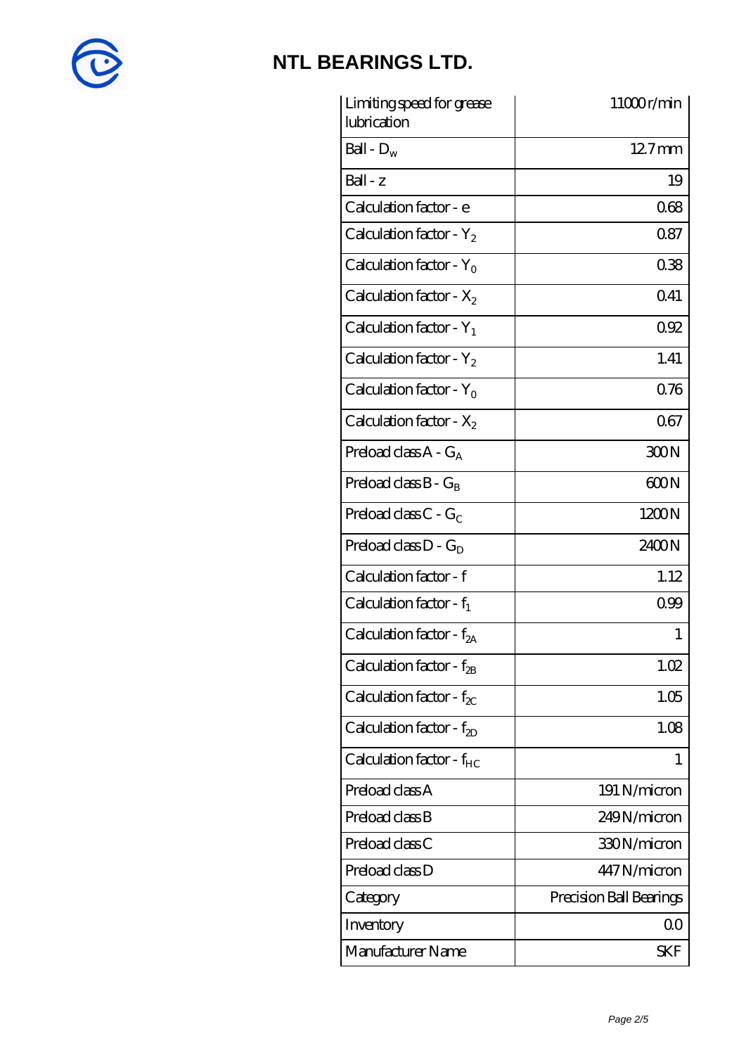# NTL BEARINGS LTD.

| | |
|---|---|
| Limiting speed for grease lubrication | 11000 r/min |
| Ball - $D_w$ | 12.7 mm |
| Ball - z | 19 |
| Calculation factor - e | 0.68 |
| Calculation factor - $Y_2$ | 0.87 |
| Calculation factor - $Y_0$ | 0.38 |
| Calculation factor - $X_2$ | 0.41 |
| Calculation factor - $Y_1$ | 0.92 |
| Calculation factor - $Y_2$ | 1.41 |
| Calculation factor - $Y_0$ | 0.76 |
| Calculation factor - $X_2$ | 0.67 |
| Preload class A - $G_A$ | 300 N |
| Preload class B - $G_B$ | 600 N |
| Preload class C - $G_C$ | 1200 N |
| Preload class D - $G_D$ | 2400 N |
| Calculation factor - f | 1.12 |
| Calculation factor - $f_1$ | 0.99 |
| Calculation factor - $f_{2A}$ | 1 |
| Calculation factor - $f_{2B}$ | 1.02 |
| Calculation factor - $f_{2C}$ | 1.05 |
| Calculation factor - $f_{2D}$ | 1.08 |
| Calculation factor - $f_{HC}$ | 1 |
| Preload class A | 191 N/micron |
| Preload class B | 249 N/micron |
| Preload class C | 330 N/micron |
| Preload class D | 447 N/micron |
| Category | Precision Ball Bearings |
| Inventory | 0.0 |
| Manufacturer Name | SKF |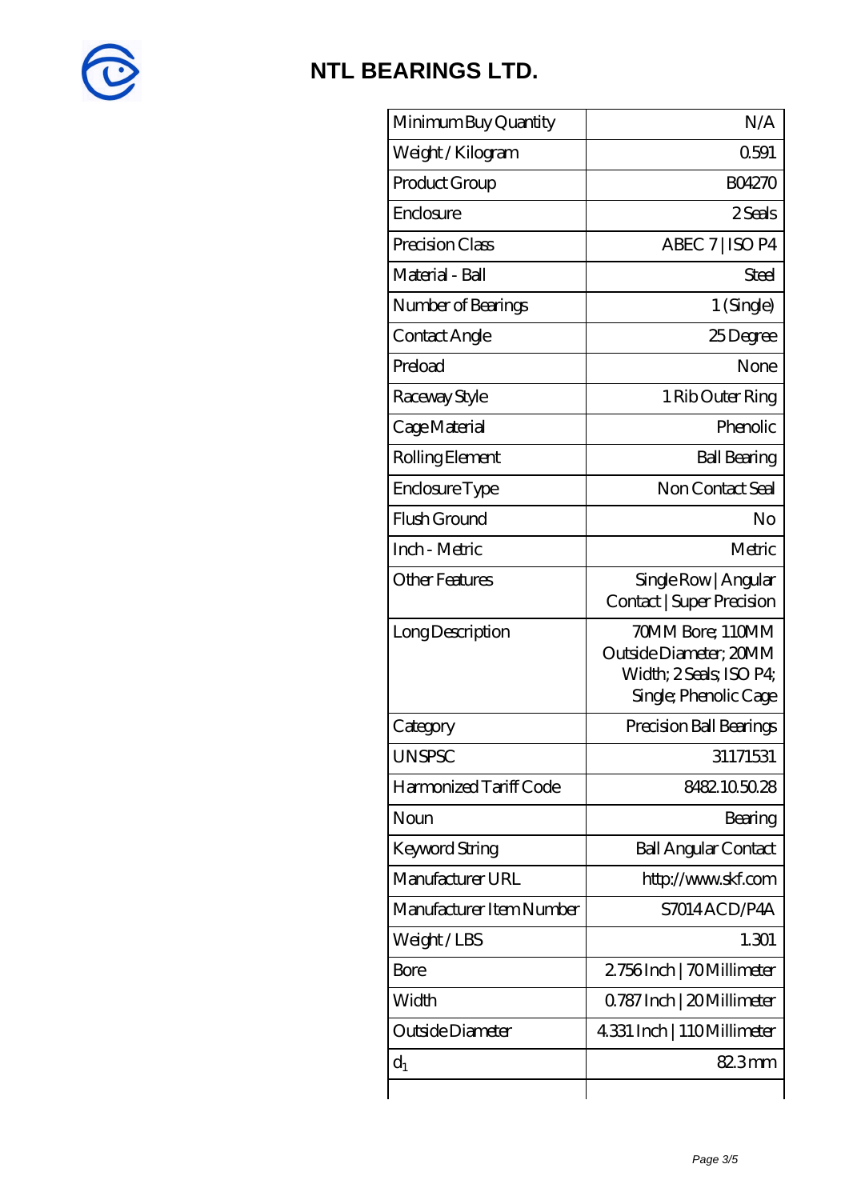# NTL BEARINGS LTD.

| | |
|---|---|
| Minimum Buy Quantity | N/A |
| Weight / Kilogram | 0.591 |
| Product Group | B04270 |
| Enclosure | 2 Seals |
| Precision Class | ABEC 7 \| ISO P4 |
| Material - Ball | Steel |
| Number of Bearings | 1 (Single) |
| Contact Angle | 25 Degree |
| Preload | None |
| Raceway Style | 1 Rib Outer Ring |
| Cage Material | Phenolic |
| Rolling Element | Ball Bearing |
| Enclosure Type | Non Contact Seal |
| Flush Ground | No |
| Inch - Metric | Metric |
| Other Features | Single Row \| Angular Contact \| Super Precision |
| Long Description | 70MM Bore; 110MM Outside Diameter; 20MM Width; 2 Seals; ISO P4; Single; Phenolic Cage |
| Category | Precision Ball Bearings |
| UNSPSC | 31171531 |
| Harmonized Tariff Code | 8482.10.50.28 |
| Noun | Bearing |
| Keyword String | Ball Angular Contact |
| Manufacturer URL | http://www.skf.com |
| Manufacturer Item Number | S7014 ACD/P4A |
| Weight / LBS | 1.301 |
| Bore | 2.756 Inch \| 70 Millimeter |
| Width | 0.787 Inch \| 20 Millimeter |
| Outside Diameter | 4.331 Inch \| 110 Millimeter |
| $d_1$ | 82.3 mm |
| | |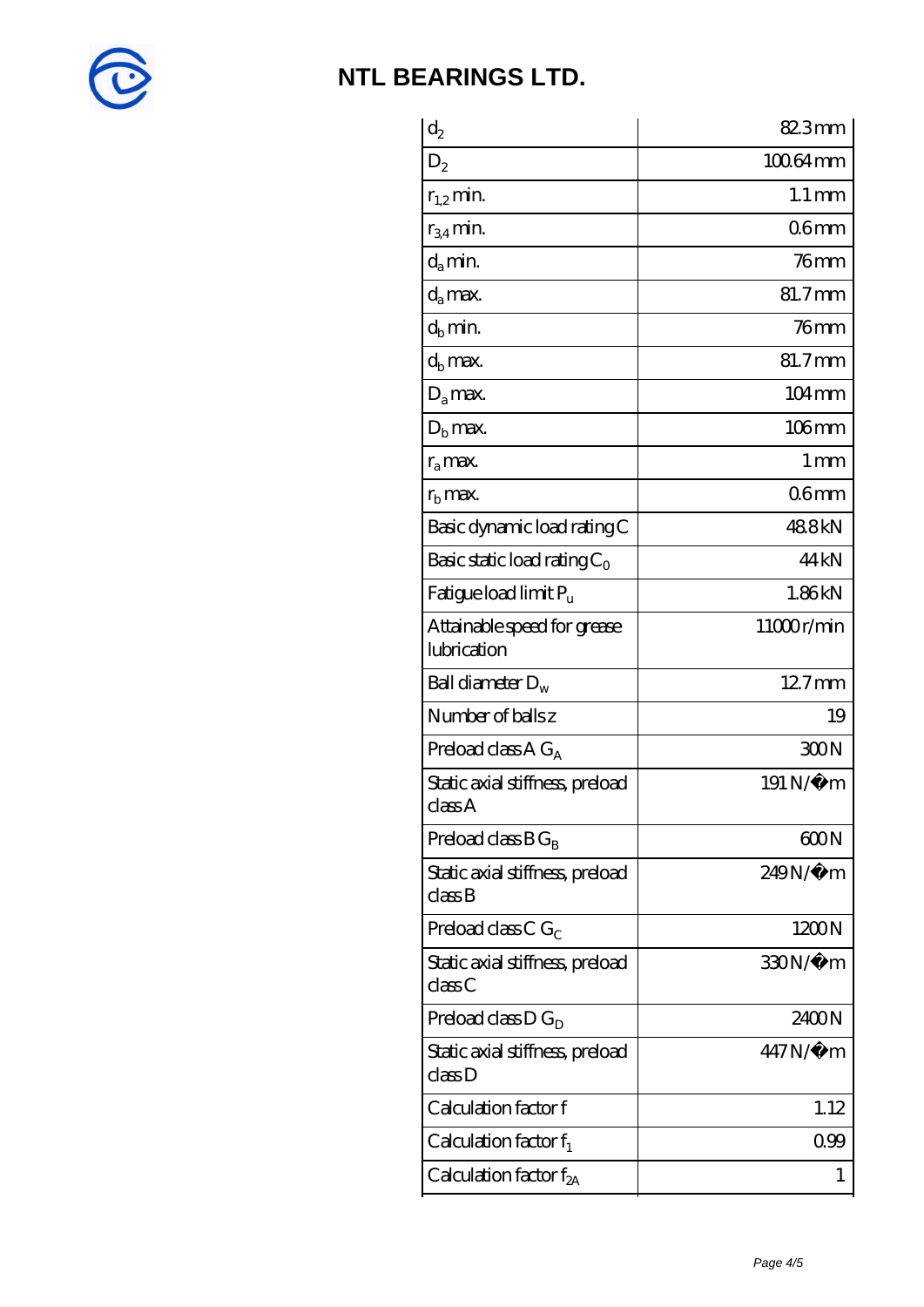# NTL BEARINGS LTD.

| | |
|---|---|
| $d_2$ | 82.3 mm |
| $D_2$ | 100.64 mm |
| $r_{1,2}$ min. | 1.1 mm |
| $r_{3,4}$ min. | 0.6 mm |
| $d_a$ min. | 76 mm |
| $d_a$ max. | 81.7 mm |
| $d_b$ min. | 76 mm |
| $d_b$ max. | 81.7 mm |
| $D_a$ max. | 104 mm |
| $D_b$ max. | 106 mm |
| $r_a$ max. | 1 mm |
| $r_b$ max. | 0.6 mm |
| Basic dynamic load rating C | 48.8 kN |
| Basic static load rating $C_0$ | 44 kN |
| Fatigue load limit $P_u$ | 1.86 kN |
| Attainable speed for grease lubrication | 11000 r/min |
| Ball diameter $D_w$ | 12.7 mm |
| Number of balls z | 19 |
| Preload class A $G_A$ | 300 N |
| Static axial stiffness, preload class A | 191 N/µm |
| Preload class B $G_B$ | 600 N |
| Static axial stiffness, preload class B | 249 N/µm |
| Preload class C $G_C$ | 1200 N |
| Static axial stiffness, preload class C | 330 N/µm |
| Preload class D $G_D$ | 2400 N |
| Static axial stiffness, preload class D | 447 N/µm |
| Calculation factor f | 1.12 |
| Calculation factor $f_1$ | 0.99 |
| Calculation factor $f_{2A}$ | 1 |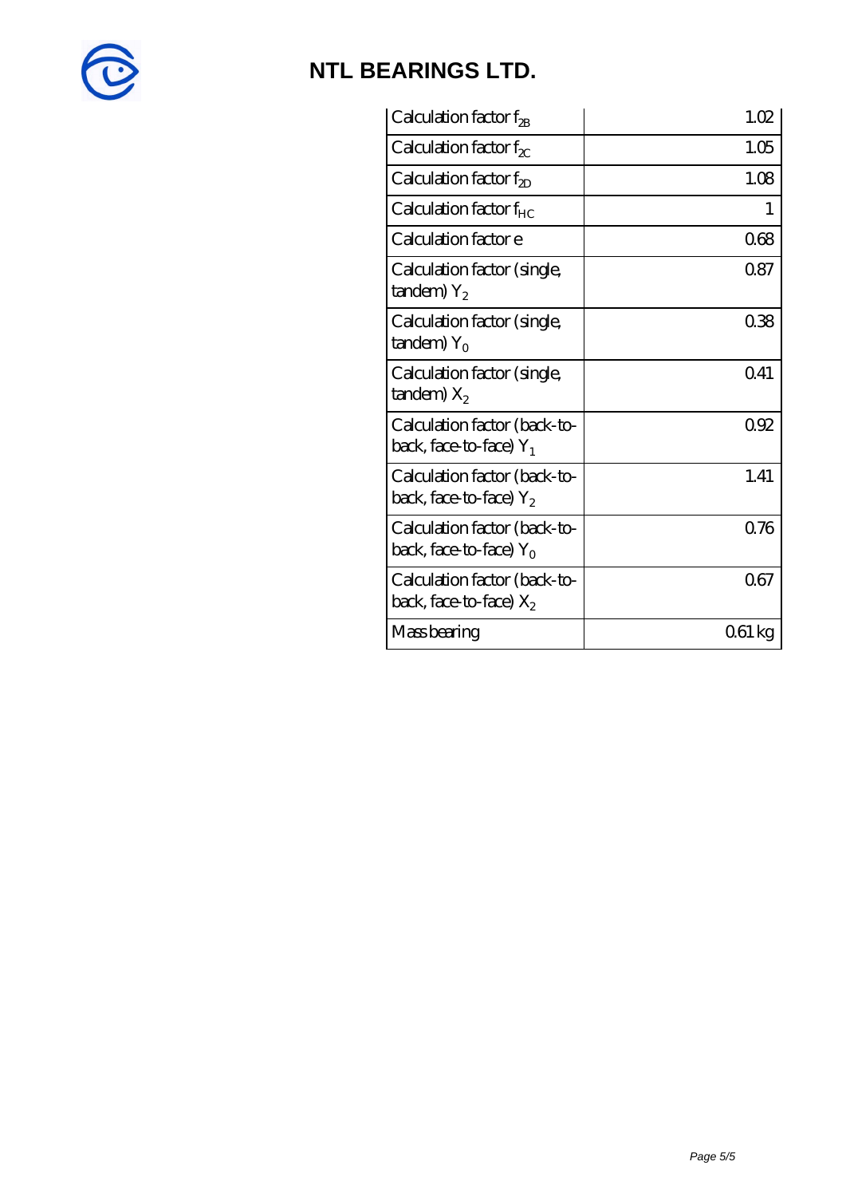| | |
|---|---|
| Calculation factor $f_{2B}$ | 1.02 |
| Calculation factor $f_{2C}$ | 1.05 |
| Calculation factor $f_{2D}$ | 1.08 |
| Calculation factor $f_{HC}$ | 1 |
| Calculation factor e | 0.68 |
| Calculation factor (single, tandem) $Y_2$ | 0.87 |
| Calculation factor (single, tandem) $Y_0$ | 0.38 |
| Calculation factor (single, tandem) $X_2$ | 0.41 |
| Calculation factor (back-to-back, face-to-face) $Y_1$ | 0.92 |
| Calculation factor (back-to-back, face-to-face) $Y_2$ | 1.41 |
| Calculation factor (back-to-back, face-to-face) $Y_0$ | 0.76 |
| Calculation factor (back-to-back, face-to-face) $X_2$ | 0.67 |
| Mass bearing | 0.61 kg |